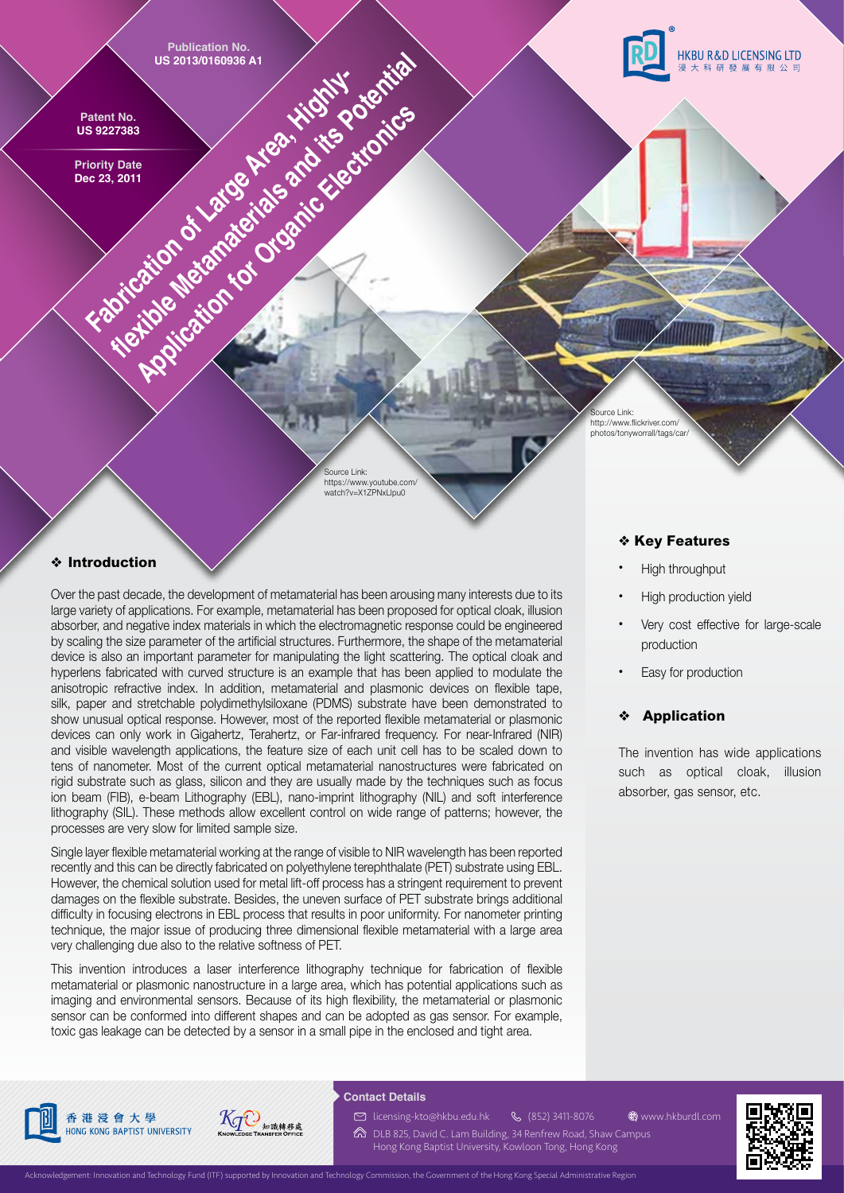# Fabrication of Large Area, Highly-flexible Metamaterials and its Potential Application for Organic Electronics

**Publication No.**
**US 2013/0160936 A1**

**Patent No.**
**US 9227383**

**Priority Date**
**Dec 23, 2011**

HKBU R&D LICENSING LTD
浸大科研發展有限公司

Source Link: https://www.youtube.com/watch?v=X1ZPNxLlpu0

Source Link: http://www.flickriver.com/photos/tonyworrall/tags/car/

## ❖ Introduction

Over the past decade, the development of metamaterial has been arousing many interests due to its large variety of applications. For example, metamaterial has been proposed for optical cloak, illusion absorber, and negative index materials in which the electromagnetic response could be engineered by scaling the size parameter of the artificial structures. Furthermore, the shape of the metamaterial device is also an important parameter for manipulating the light scattering. The optical cloak and hyperlens fabricated with curved structure is an example that has been applied to modulate the anisotropic refractive index. In addition, metamaterial and plasmonic devices on flexible tape, silk, paper and stretchable polydimethylsiloxane (PDMS) substrate have been demonstrated to show unusual optical response. However, most of the reported flexible metamaterial or plasmonic devices can only work in Gigahertz, Terahertz, or Far-infrared frequency. For near-Infrared (NIR) and visible wavelength applications, the feature size of each unit cell has to be scaled down to tens of nanometer. Most of the current optical metamaterial nanostructures were fabricated on rigid substrate such as glass, silicon and they are usually made by the techniques such as focus ion beam (FIB), e-beam Lithography (EBL), nano-imprint lithography (NIL) and soft interference lithography (SIL). These methods allow excellent control on wide range of patterns; however, the processes are very slow for limited sample size.

Single layer flexible metamaterial working at the range of visible to NIR wavelength has been reported recently and this can be directly fabricated on polyethylene terephthalate (PET) substrate using EBL. However, the chemical solution used for metal lift-off process has a stringent requirement to prevent damages on the flexible substrate. Besides, the uneven surface of PET substrate brings additional difficulty in focusing electrons in EBL process that results in poor uniformity. For nanometer printing technique, the major issue of producing three dimensional flexible metamaterial with a large area very challenging due also to the relative softness of PET.

This invention introduces a laser interference lithography technique for fabrication of flexible metamaterial or plasmonic nanostructure in a large area, which has potential applications such as imaging and environmental sensors. Because of its high flexibility, the metamaterial or plasmonic sensor can be conformed into different shapes and can be adopted as gas sensor. For example, toxic gas leakage can be detected by a sensor in a small pipe in the enclosed and tight area.

## ❖ Key Features

- High throughput
- High production yield
- Very cost effective for large-scale production
- Easy for production

## ❖ Application

The invention has wide applications such as optical cloak, illusion absorber, gas sensor, etc.

香港浸會大學 HONG KONG BAPTIST UNIVERSITY

KTO 知識轉移處 Knowledge Transfer Office

**Contact Details**

licensing-kto@hkbu.edu.hk (852) 3411-8076 www.hkburdl.com

DLB 825, David C. Lam Building, 34 Renfrew Road, Shaw Campus
Hong Kong Baptist University, Kowloon Tong, Hong Kong

Acknowledgement: Innovation and Technology Fund (ITF) supported by Innovation and Technology Commission, the Government of the Hong Kong Special Administrative Region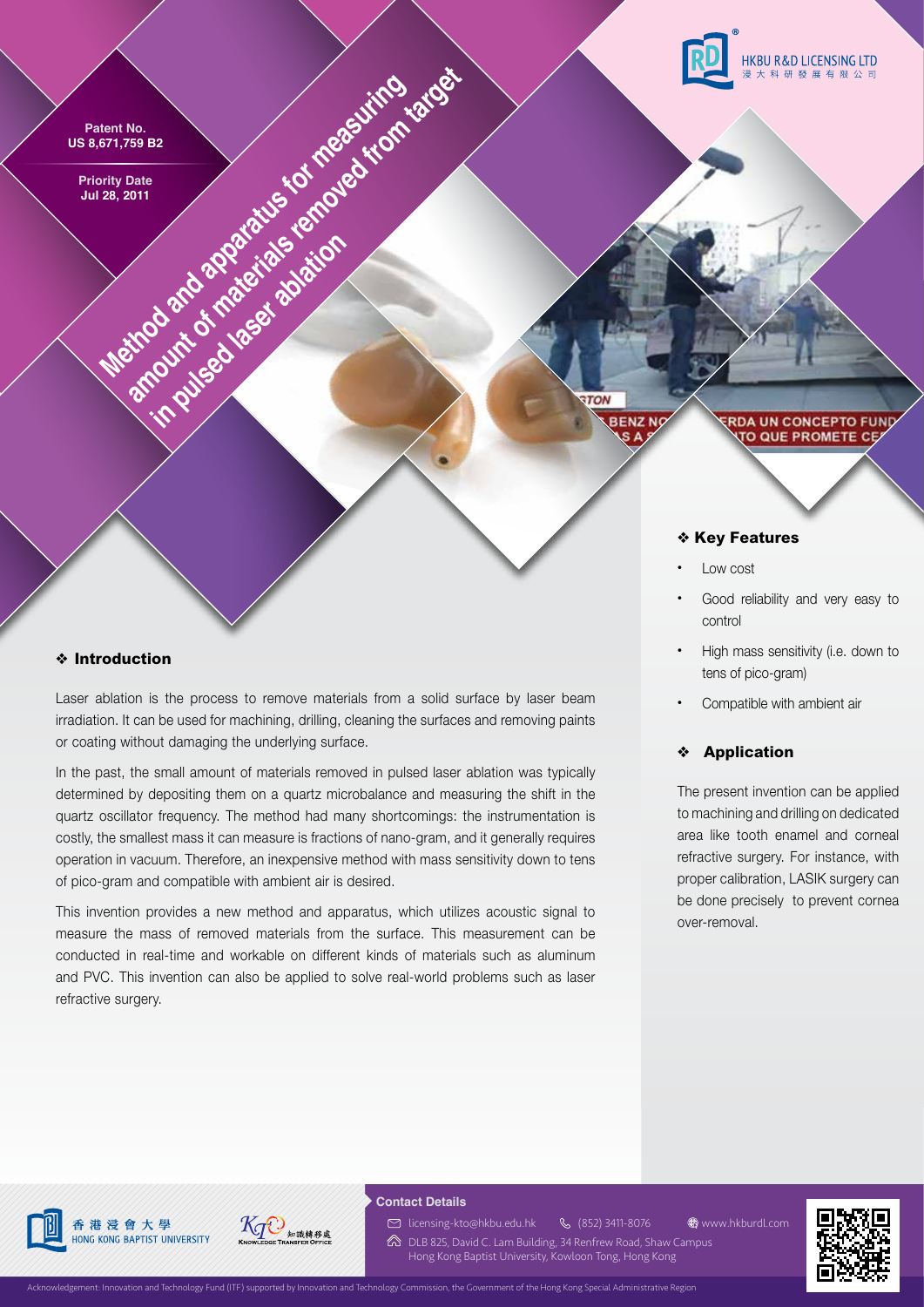Patent No.
US 8,671,759 B2

Priority Date
Jul 28, 2011

# Method and apparatus for measuring amount of materials removed from target in pulsed laser ablation

HKBU R&D LICENSING LTD
浸大科研發展有限公司

## ❖ Key Features

- Low cost
- Good reliability and very easy to control
- High mass sensitivity (i.e. down to tens of pico-gram)
- Compatible with ambient air

## ❖ Application

The present invention can be applied to machining and drilling on dedicated area like tooth enamel and corneal refractive surgery. For instance, with proper calibration, LASIK surgery can be done precisely to prevent cornea over-removal.

## ❖ Introduction

Laser ablation is the process to remove materials from a solid surface by laser beam irradiation. It can be used for machining, drilling, cleaning the surfaces and removing paints or coating without damaging the underlying surface.

In the past, the small amount of materials removed in pulsed laser ablation was typically determined by depositing them on a quartz microbalance and measuring the shift in the quartz oscillator frequency. The method had many shortcomings: the instrumentation is costly, the smallest mass it can measure is fractions of nano-gram, and it generally requires operation in vacuum. Therefore, an inexpensive method with mass sensitivity down to tens of pico-gram and compatible with ambient air is desired.

This invention provides a new method and apparatus, which utilizes acoustic signal to measure the mass of removed materials from the surface. This measurement can be conducted in real-time and workable on different kinds of materials such as aluminum and PVC. This invention can also be applied to solve real-world problems such as laser refractive surgery.

香港浸會大學
HONG KONG BAPTIST UNIVERSITY

KTO 知識轉移處
KNOWLEDGE TRANSFER OFFICE

**Contact Details**

licensing-kto@hkbu.edu.hk (852) 3411-8076 www.hkburdl.com

DLB 825, David C. Lam Building, 34 Renfrew Road, Shaw Campus
Hong Kong Baptist University, Kowloon Tong, Hong Kong

Acknowledgement: Innovation and Technology Fund (ITF) supported by Innovation and Technology Commission, the Government of the Hong Kong Special Administrative Region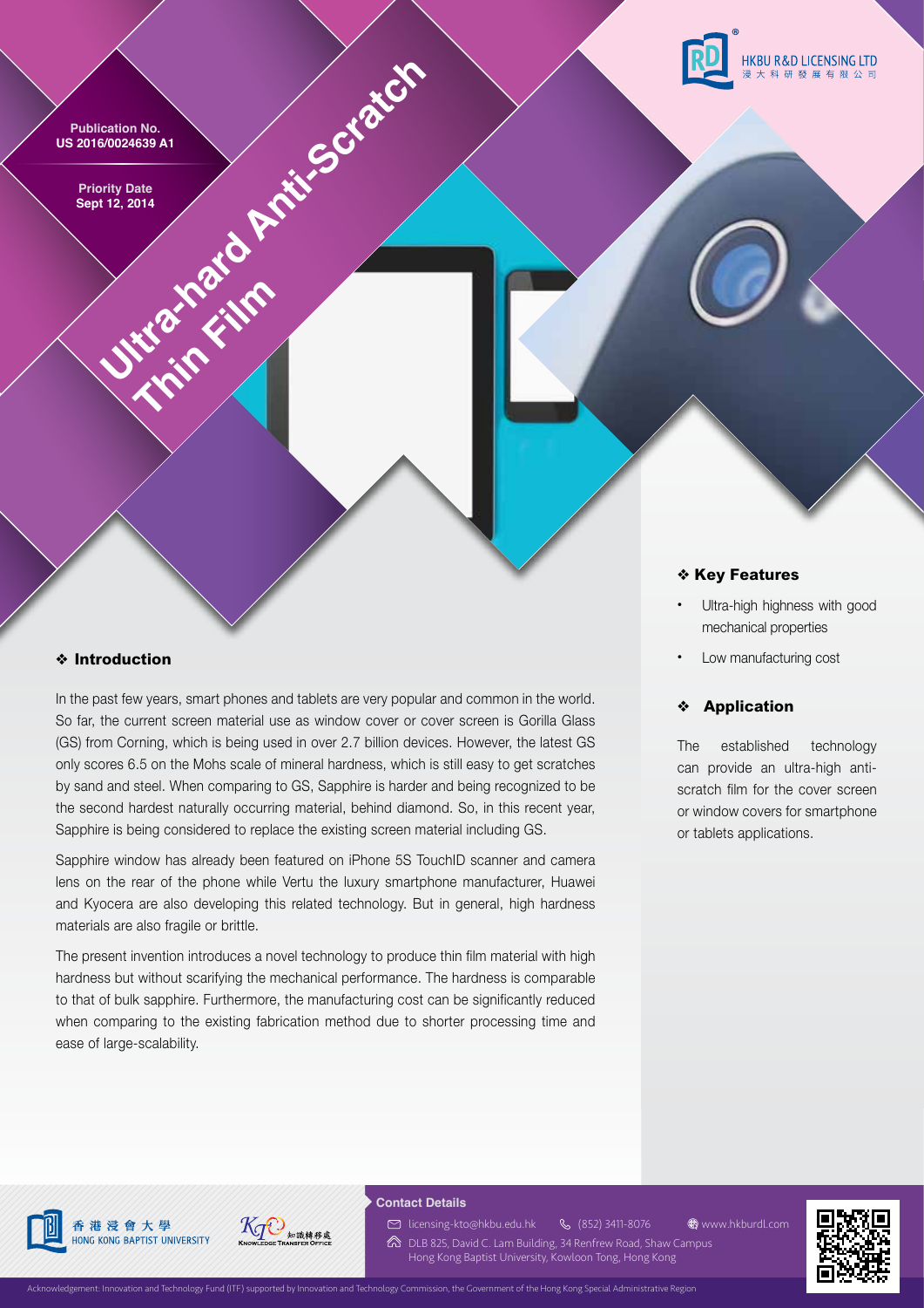Publication No.
US 2016/0024639 A1

Priority Date
Sept 12, 2014

# Ultra-hard Anti-Scratch Thin Film

HKBU R&D LICENSING LTD
浸大科研發展有限公司

## ❖ Introduction

In the past few years, smart phones and tablets are very popular and common in the world. So far, the current screen material use as window cover or cover screen is Gorilla Glass (GS) from Corning, which is being used in over 2.7 billion devices. However, the latest GS only scores 6.5 on the Mohs scale of mineral hardness, which is still easy to get scratches by sand and steel. When comparing to GS, Sapphire is harder and being recognized to be the second hardest naturally occurring material, behind diamond. So, in this recent year, Sapphire is being considered to replace the existing screen material including GS.

Sapphire window has already been featured on iPhone 5S TouchID scanner and camera lens on the rear of the phone while Vertu the luxury smartphone manufacturer, Huawei and Kyocera are also developing this related technology. But in general, high hardness materials are also fragile or brittle.

The present invention introduces a novel technology to produce thin film material with high hardness but without scarifying the mechanical performance. The hardness is comparable to that of bulk sapphire. Furthermore, the manufacturing cost can be significantly reduced when comparing to the existing fabrication method due to shorter processing time and ease of large-scalability.

## ❖ Key Features

- Ultra-high highness with good mechanical properties
- Low manufacturing cost

## ❖ Application

The established technology can provide an ultra-high anti-scratch film for the cover screen or window covers for smartphone or tablets applications.

香港浸會大學 HONG KONG BAPTIST UNIVERSITY

知識轉移處 Knowledge Transfer Office

### Contact Details

licensing-kto@hkbu.edu.hk (852) 3411-8076 www.hkbu.rdl.com

DLB 825, David C. Lam Building, 34 Renfrew Road, Shaw Campus
Hong Kong Baptist University, Kowloon Tong, Hong Kong

Acknowledgement: Innovation and Technology Fund (ITF) supported by Innovation and Technology Commission, the Government of the Hong Kong Special Administrative Region